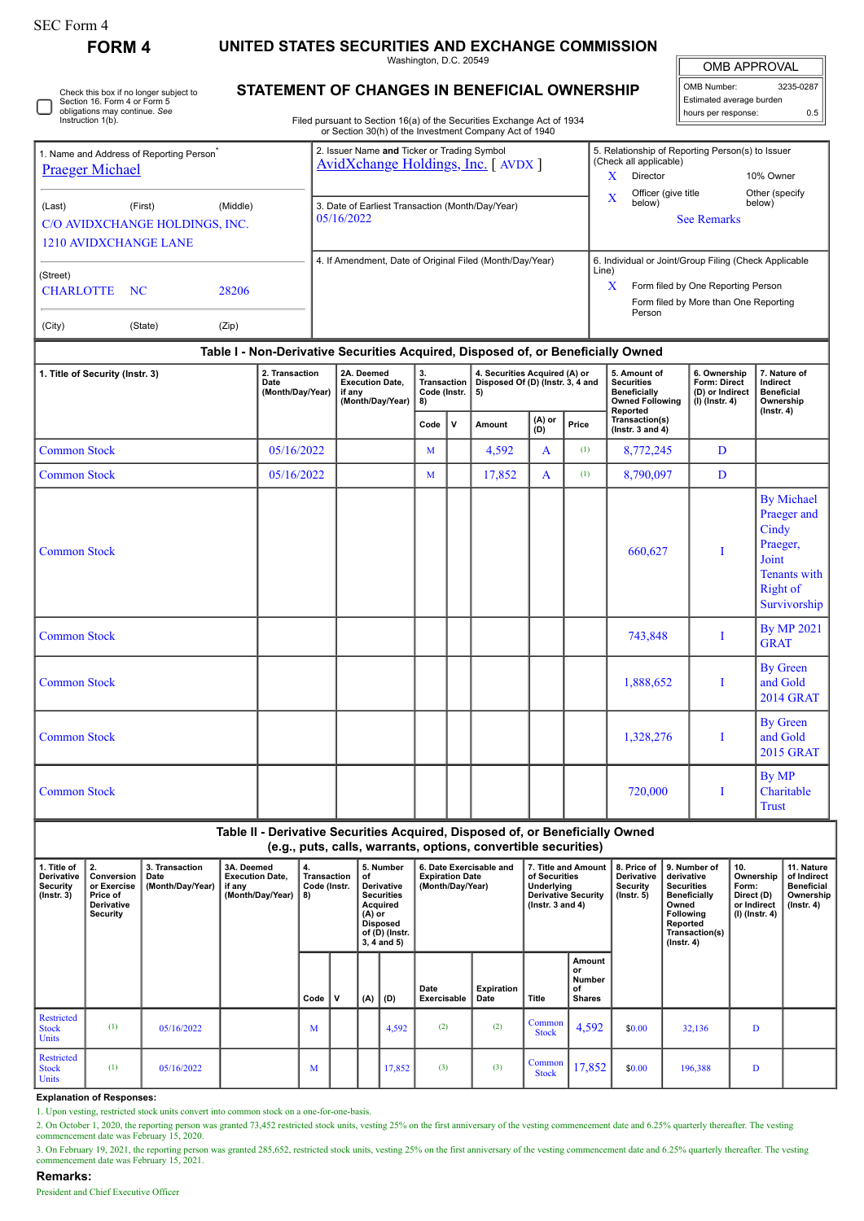SEC Form 4

# FORM 4

## UNITED STATES SECURITIES AND EXCHANGE COMMISSION

Washington, D.C. 20549

## STATEMENT OF CHANGES IN BENEFICIAL OWNERSHIP

Filed pursuant to Section 16(a) of the Securities Exchange Act of 1934 or Section 30(h) of the Investment Company Act of 1940

| OMB APPROVAL | |
|---|---|
| OMB Number: | 3235-0287 |
| Estimated average burden | |
| hours per response: | 0.5 |

☐ Check this box if no longer subject to Section 16. Form 4 or Form 5 obligations may continue. *See* Instruction 1(b).

1. Name and Address of Reporting Person*
Praeger Michael

(Last) (First) (Middle)
C/O AVIDXCHANGE HOLDINGS, INC.
1210 AVIDXCHANGE LANE

(Street)
CHARLOTTE NC 28206

(City) (State) (Zip)

2. Issuer Name **and** Ticker or Trading Symbol
AvidXchange Holdings, Inc. [ AVDX ]

3. Date of Earliest Transaction (Month/Day/Year)
05/16/2022

4. If Amendment, Date of Original Filed (Month/Day/Year)

5. Relationship of Reporting Person(s) to Issuer (Check all applicable)
X Director
10% Owner
X Officer (give title below)
Other (specify below)
See Remarks

6. Individual or Joint/Group Filing (Check Applicable Line)
X Form filed by One Reporting Person
Form filed by More than One Reporting Person

### Table I - Non-Derivative Securities Acquired, Disposed of, or Beneficially Owned

| 1. Title of Security (Instr. 3) | 2. Transaction Date (Month/Day/Year) | 2A. Deemed Execution Date, if any (Month/Day/Year) | 3. Transaction Code (Instr. 8) | | 4. Securities Acquired (A) or Disposed Of (D) (Instr. 3, 4 and 5) | | | 5. Amount of Securities Beneficially Owned Following Reported Transaction(s) (Instr. 3 and 4) | 6. Ownership Form: Direct (D) or Indirect (I) (Instr. 4) | 7. Nature of Indirect Beneficial Ownership (Instr. 4) |
|---|---|---|---|---|---|---|---|---|---|---|
| | | | Code | V | Amount | (A) or (D) | Price | | | |
| Common Stock | 05/16/2022 | | M | | 4,592 | A | (1) | 8,772,245 | D | |
| Common Stock | 05/16/2022 | | M | | 17,852 | A | (1) | 8,790,097 | D | |
| Common Stock | | | | | | | | 660,627 | I | By Michael Praeger and Cindy Praeger, Joint Tenants with Right of Survivorship |
| Common Stock | | | | | | | | 743,848 | I | By MP 2021 GRAT |
| Common Stock | | | | | | | | 1,888,652 | I | By Green and Gold 2014 GRAT |
| Common Stock | | | | | | | | 1,328,276 | I | By Green and Gold 2015 GRAT |
| Common Stock | | | | | | | | 720,000 | I | By MP Charitable Trust |

### Table II - Derivative Securities Acquired, Disposed of, or Beneficially Owned (e.g., puts, calls, warrants, options, convertible securities)

| 1. Title of Derivative Security (Instr. 3) | 2. Conversion or Exercise Price of Derivative Security | 3. Transaction Date (Month/Day/Year) | 3A. Deemed Execution Date, if any (Month/Day/Year) | 4. Transaction Code (Instr. 8) | | 5. Number of Derivative Securities Acquired (A) or Disposed of (D) (Instr. 3, 4 and 5) | | 6. Date Exercisable and Expiration Date (Month/Day/Year) | | 7. Title and Amount of Securities Underlying Derivative Security (Instr. 3 and 4) | | 8. Price of Derivative Security (Instr. 5) | 9. Number of derivative Securities Beneficially Owned Following Reported Transaction(s) (Instr. 4) | 10. Ownership Form: Direct (D) or Indirect (I) (Instr. 4) | 11. Nature of Indirect Beneficial Ownership (Instr. 4) |
|---|---|---|---|---|---|---|---|---|---|---|---|---|---|---|---|
| | | | | Code | V | (A) | (D) | Date Exercisable | Expiration Date | Title | Amount or Number of Shares | | | | |
| Restricted Stock Units | (1) | 05/16/2022 | | M | | | 4,592 | (2) | (2) | Common Stock | 4,592 | $0.00 | 32,136 | D | |
| Restricted Stock Units | (1) | 05/16/2022 | | M | | | 17,852 | (3) | (3) | Common Stock | 17,852 | $0.00 | 196,388 | D | |

**Explanation of Responses:**

1. Upon vesting, restricted stock units convert into common stock on a one-for-one-basis.
2. On October 1, 2020, the reporting person was granted 73,452 restricted stock units, vesting 25% on the first anniversary of the vesting commencement date and 6.25% quarterly thereafter. The vesting commencement date was February 15, 2020.
3. On February 19, 2021, the reporting person was granted 285,652, restricted stock units, vesting 25% on the first anniversary of the vesting commencement date and 6.25% quarterly thereafter. The vesting commencement date was February 15, 2021.

**Remarks:**

President and Chief Executive Officer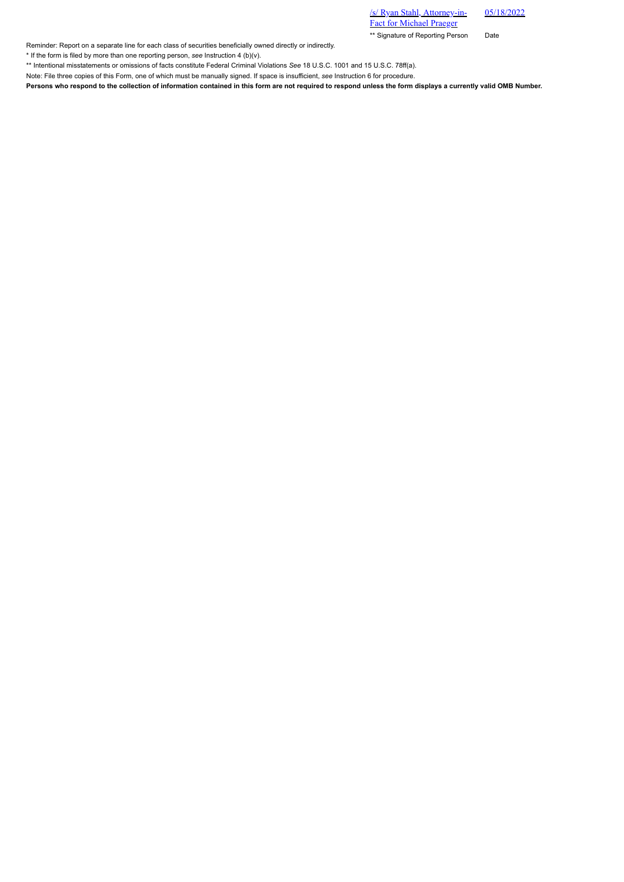| | |
|---|---|
| /s/ Ryan Stahl, Attorney-in-Fact for Michael Praeger | 05/18/2022 |
| ** Signature of Reporting Person | Date |

Reminder: Report on a separate line for each class of securities beneficially owned directly or indirectly.

* If the form is filed by more than one reporting person, *see* Instruction 4 (b)(v).

** Intentional misstatements or omissions of facts constitute Federal Criminal Violations *See* 18 U.S.C. 1001 and 15 U.S.C. 78ff(a).

Note: File three copies of this Form, one of which must be manually signed. If space is insufficient, *see* Instruction 6 for procedure.

**Persons who respond to the collection of information contained in this form are not required to respond unless the form displays a currently valid OMB Number.**